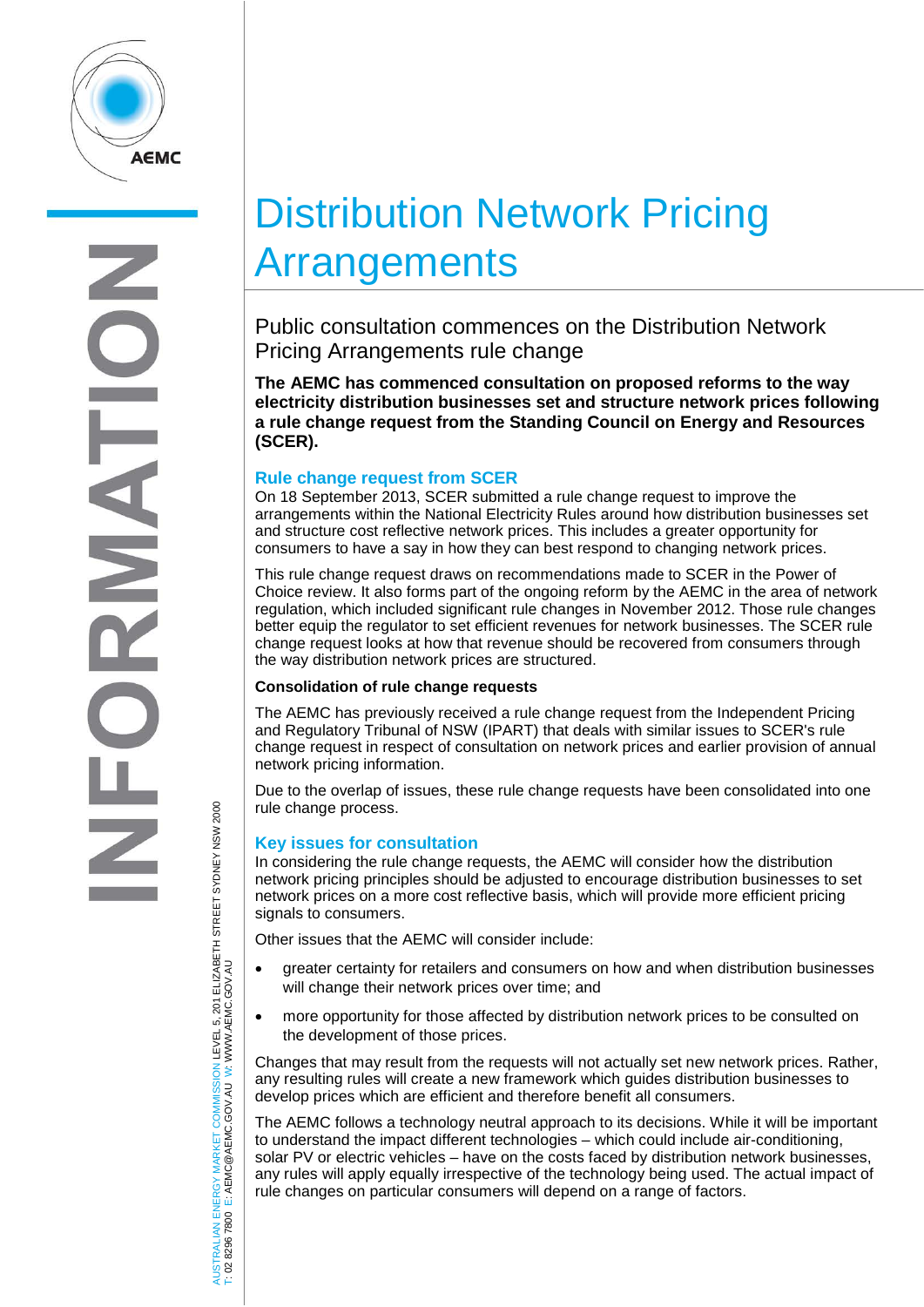# Distribution Network Pricing Arrangements

## Public consultation commences on the Distribution Network Pricing Arrangements rule change

**The AEMC has commenced consultation on proposed reforms to the way electricity distribution businesses set and structure network prices following a rule change request from the Standing Council on Energy and Resources (SCER).**

### Rule change request from SCER

On 18 September 2013, SCER submitted a rule change request to improve the arrangements within the National Electricity Rules around how distribution businesses set and structure cost reflective network prices. This includes a greater opportunity for consumers to have a say in how they can best respond to changing network prices.

This rule change request draws on recommendations made to SCER in the Power of Choice review. It also forms part of the ongoing reform by the AEMC in the area of network regulation, which included significant rule changes in November 2012. Those rule changes better equip the regulator to set efficient revenues for network businesses. The SCER rule change request looks at how that revenue should be recovered from consumers through the way distribution network prices are structured.

#### Consolidation of rule change requests

The AEMC has previously received a rule change request from the Independent Pricing and Regulatory Tribunal of NSW (IPART) that deals with similar issues to SCER's rule change request in respect of consultation on network prices and earlier provision of annual network pricing information.

Due to the overlap of issues, these rule change requests have been consolidated into one rule change process.

### Key issues for consultation

In considering the rule change requests, the AEMC will consider how the distribution network pricing principles should be adjusted to encourage distribution businesses to set network prices on a more cost reflective basis, which will provide more efficient pricing signals to consumers.

Other issues that the AEMC will consider include:

- greater certainty for retailers and consumers on how and when distribution businesses will change their network prices over time; and
- more opportunity for those affected by distribution network prices to be consulted on the development of those prices.

Changes that may result from the requests will not actually set new network prices. Rather, any resulting rules will create a new framework which guides distribution businesses to develop prices which are efficient and therefore benefit all consumers.

The AEMC follows a technology neutral approach to its decisions. While it will be important to understand the impact different technologies – which could include air-conditioning, solar PV or electric vehicles – have on the costs faced by distribution network businesses, any rules will apply equally irrespective of the technology being used. The actual impact of rule changes on particular consumers will depend on a range of factors.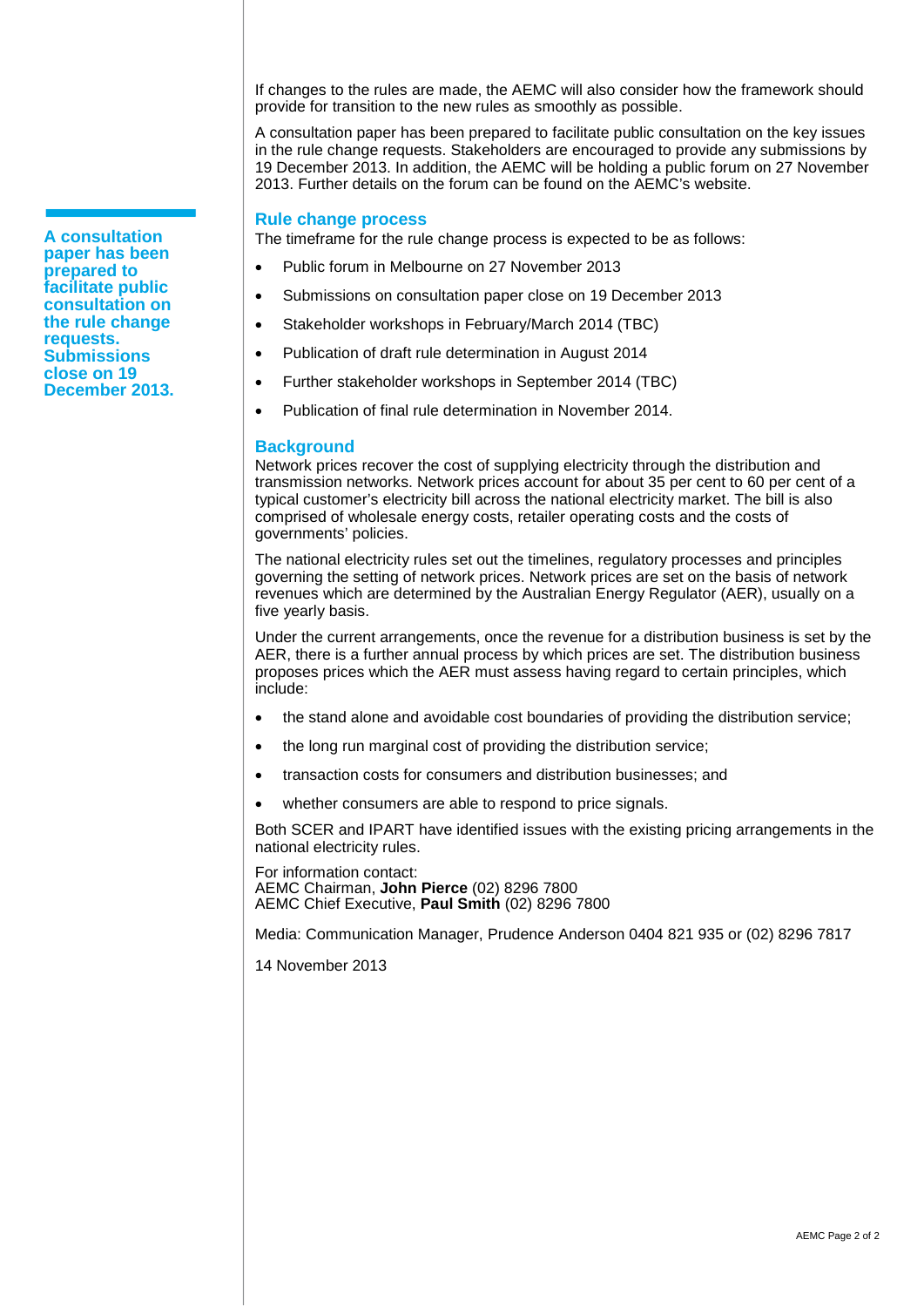If changes to the rules are made, the AEMC will also consider how the framework should provide for transition to the new rules as smoothly as possible.

A consultation paper has been prepared to facilitate public consultation on the key issues in the rule change requests. Stakeholders are encouraged to provide any submissions by 19 December 2013. In addition, the AEMC will be holding a public forum on 27 November 2013. Further details on the forum can be found on the AEMC's website.

**A consultation paper has been prepared to facilitate public consultation on the rule change requests. Submissions close on 19 December 2013.**

## Rule change process

The timeframe for the rule change process is expected to be as follows:

- Public forum in Melbourne on 27 November 2013
- Submissions on consultation paper close on 19 December 2013
- Stakeholder workshops in February/March 2014 (TBC)
- Publication of draft rule determination in August 2014
- Further stakeholder workshops in September 2014 (TBC)
- Publication of final rule determination in November 2014.

## Background

Network prices recover the cost of supplying electricity through the distribution and transmission networks. Network prices account for about 35 per cent to 60 per cent of a typical customer's electricity bill across the national electricity market. The bill is also comprised of wholesale energy costs, retailer operating costs and the costs of governments' policies.

The national electricity rules set out the timelines, regulatory processes and principles governing the setting of network prices. Network prices are set on the basis of network revenues which are determined by the Australian Energy Regulator (AER), usually on a five yearly basis.

Under the current arrangements, once the revenue for a distribution business is set by the AER, there is a further annual process by which prices are set. The distribution business proposes prices which the AER must assess having regard to certain principles, which include:

- the stand alone and avoidable cost boundaries of providing the distribution service;
- the long run marginal cost of providing the distribution service;
- transaction costs for consumers and distribution businesses; and
- whether consumers are able to respond to price signals.

Both SCER and IPART have identified issues with the existing pricing arrangements in the national electricity rules.

For information contact:
AEMC Chairman, **John Pierce** (02) 8296 7800
AEMC Chief Executive, **Paul Smith** (02) 8296 7800

Media: Communication Manager, Prudence Anderson 0404 821 935 or (02) 8296 7817

14 November 2013